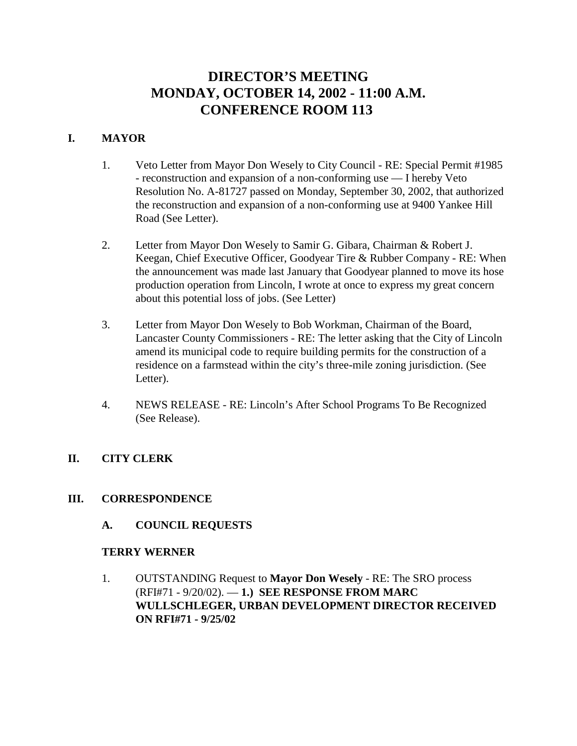# DIRECTOR'S MEETING
# MONDAY, OCTOBER 14, 2002 - 11:00 A.M.
# CONFERENCE ROOM 113

## I. MAYOR

1. Veto Letter from Mayor Don Wesely to City Council - RE: Special Permit #1985 - reconstruction and expansion of a non-conforming use — I hereby Veto Resolution No. A-81727 passed on Monday, September 30, 2002, that authorized the reconstruction and expansion of a non-conforming use at 9400 Yankee Hill Road (See Letter).

2. Letter from Mayor Don Wesely to Samir G. Gibara, Chairman & Robert J. Keegan, Chief Executive Officer, Goodyear Tire & Rubber Company - RE: When the announcement was made last January that Goodyear planned to move its hose production operation from Lincoln, I wrote at once to express my great concern about this potential loss of jobs. (See Letter)

3. Letter from Mayor Don Wesely to Bob Workman, Chairman of the Board, Lancaster County Commissioners - RE: The letter asking that the City of Lincoln amend its municipal code to require building permits for the construction of a residence on a farmstead within the city's three-mile zoning jurisdiction. (See Letter).

4. NEWS RELEASE - RE: Lincoln's After School Programs To Be Recognized (See Release).

## II. CITY CLERK

## III. CORRESPONDENCE

### A. COUNCIL REQUESTS

**TERRY WERNER**

1. OUTSTANDING Request to **Mayor Don Wesely** - RE: The SRO process (RFI#71 - 9/20/02). — **1.) SEE RESPONSE FROM MARC WULLSCHLEGER, URBAN DEVELOPMENT DIRECTOR RECEIVED ON RFI#71 - 9/25/02**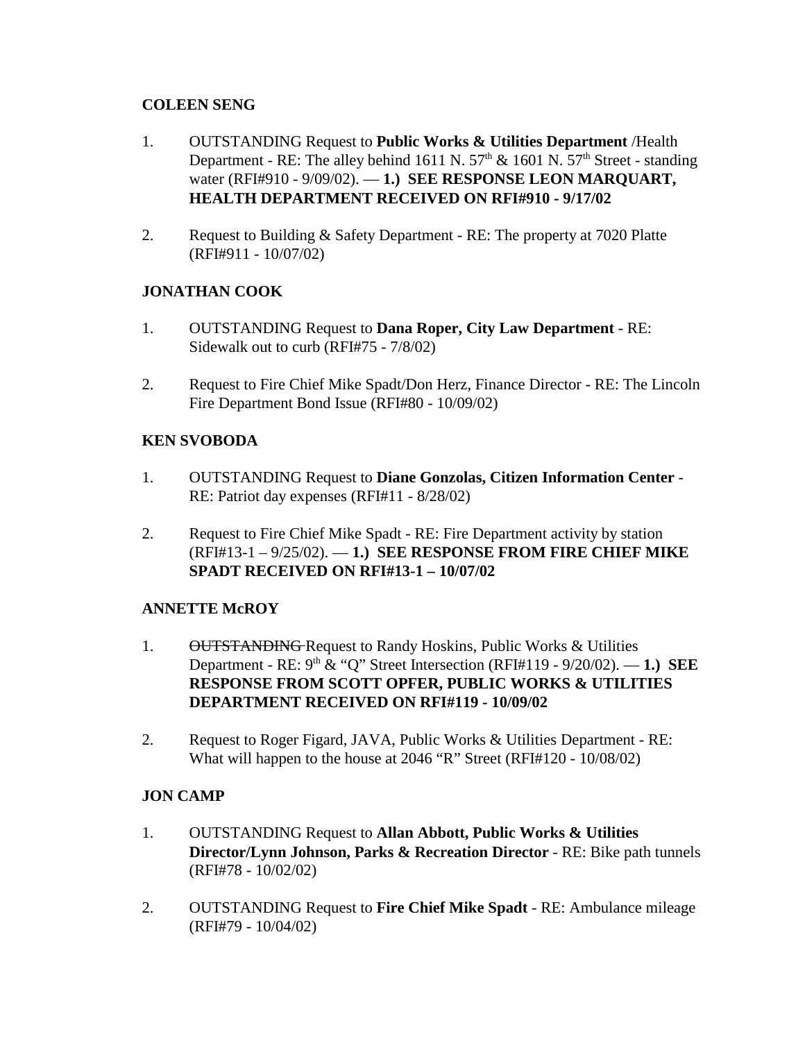**COLEEN SENG**

1. OUTSTANDING Request to **Public Works & Utilities Department** /Health Department - RE: The alley behind 1611 N. $57^{th}$ & 1601 N. $57^{th}$ Street - standing water (RFI#910 - 9/09/02). — **1.) SEE RESPONSE LEON MARQUART, HEALTH DEPARTMENT RECEIVED ON RFI#910 - 9/17/02**

2. Request to Building & Safety Department - RE: The property at 7020 Platte (RFI#911 - 10/07/02)

**JONATHAN COOK**

1. OUTSTANDING Request to **Dana Roper, City Law Department** - RE: Sidewalk out to curb (RFI#75 - 7/8/02)

2. Request to Fire Chief Mike Spadt/Don Herz, Finance Director - RE: The Lincoln Fire Department Bond Issue (RFI#80 - 10/09/02)

**KEN SVOBODA**

1. OUTSTANDING Request to **Diane Gonzolas, Citizen Information Center** - RE: Patriot day expenses (RFI#11 - 8/28/02)

2. Request to Fire Chief Mike Spadt - RE: Fire Department activity by station (RFI#13-1 – 9/25/02). — **1.) SEE RESPONSE FROM FIRE CHIEF MIKE SPADT RECEIVED ON RFI#13-1 – 10/07/02**

**ANNETTE McROY**

1. ~~OUTSTANDING~~ Request to Randy Hoskins, Public Works & Utilities Department - RE: $9^{th}$ & "Q" Street Intersection (RFI#119 - 9/20/02). — **1.) SEE RESPONSE FROM SCOTT OPFER, PUBLIC WORKS & UTILITIES DEPARTMENT RECEIVED ON RFI#119 - 10/09/02**

2. Request to Roger Figard, JAVA, Public Works & Utilities Department - RE: What will happen to the house at 2046 "R" Street (RFI#120 - 10/08/02)

**JON CAMP**

1. OUTSTANDING Request to **Allan Abbott, Public Works & Utilities Director/Lynn Johnson, Parks & Recreation Director** - RE: Bike path tunnels (RFI#78 - 10/02/02)

2. OUTSTANDING Request to **Fire Chief Mike Spadt** - RE: Ambulance mileage (RFI#79 - 10/04/02)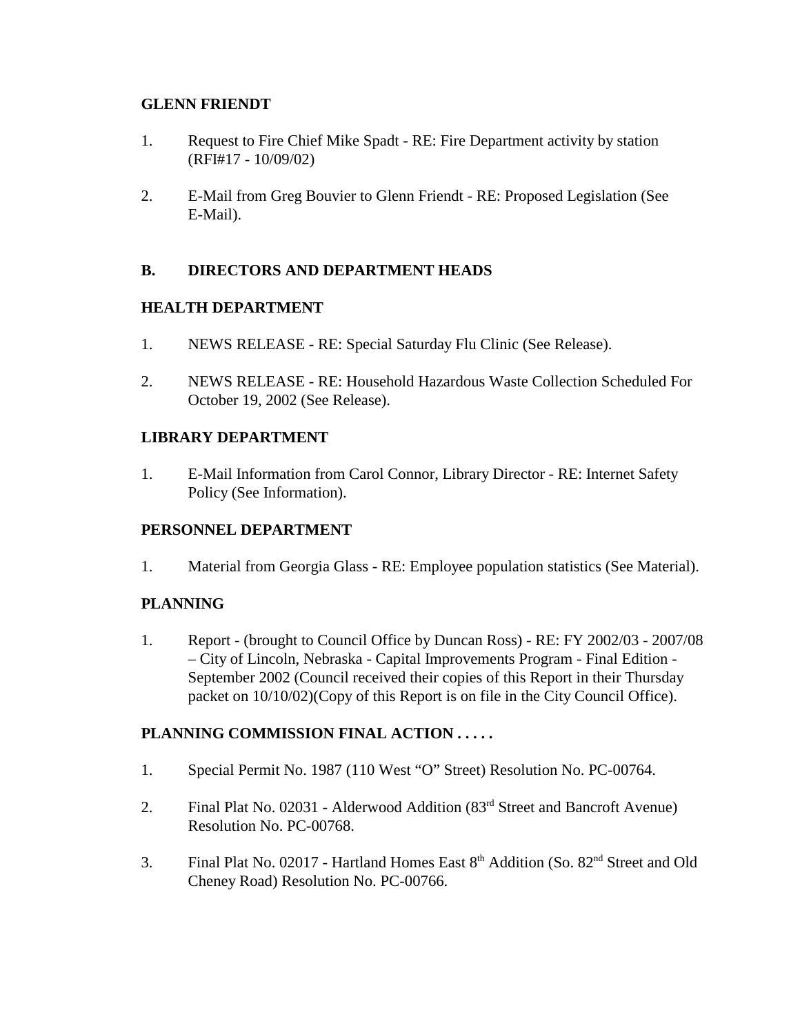**GLENN FRIENDT**

1. Request to Fire Chief Mike Spadt - RE: Fire Department activity by station (RFI#17 - 10/09/02)

2. E-Mail from Greg Bouvier to Glenn Friendt - RE: Proposed Legislation (See E-Mail).

**B. DIRECTORS AND DEPARTMENT HEADS**

**HEALTH DEPARTMENT**

1. NEWS RELEASE - RE: Special Saturday Flu Clinic (See Release).

2. NEWS RELEASE - RE: Household Hazardous Waste Collection Scheduled For October 19, 2002 (See Release).

**LIBRARY DEPARTMENT**

1. E-Mail Information from Carol Connor, Library Director - RE: Internet Safety Policy (See Information).

**PERSONNEL DEPARTMENT**

1. Material from Georgia Glass - RE: Employee population statistics (See Material).

**PLANNING**

1. Report - (brought to Council Office by Duncan Ross) - RE: FY 2002/03 - 2007/08 – City of Lincoln, Nebraska - Capital Improvements Program - Final Edition - September 2002 (Council received their copies of this Report in their Thursday packet on 10/10/02)(Copy of this Report is on file in the City Council Office).

**PLANNING COMMISSION FINAL ACTION . . . . .**

1. Special Permit No. 1987 (110 West "O" Street) Resolution No. PC-00764.

2. Final Plat No. 02031 - Alderwood Addition (83rd Street and Bancroft Avenue) Resolution No. PC-00768.

3. Final Plat No. 02017 - Hartland Homes East 8th Addition (So. 82nd Street and Old Cheney Road) Resolution No. PC-00766.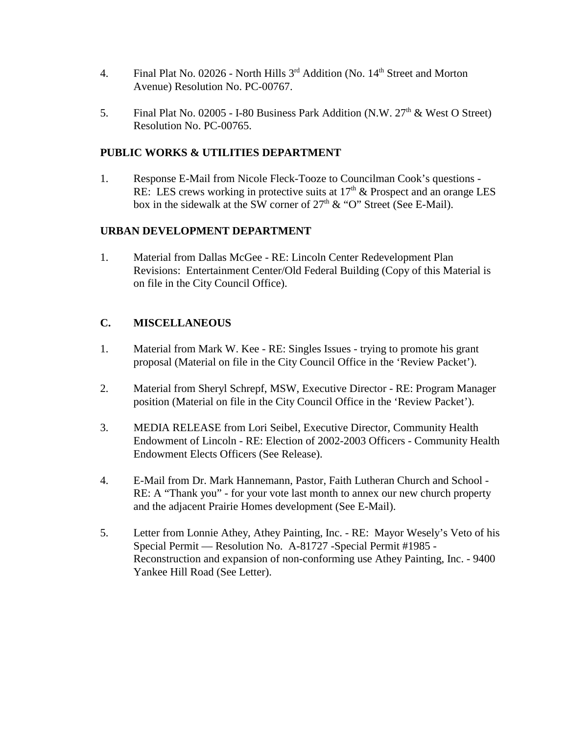4. Final Plat No. 02026 - North Hills 3rd Addition (No. 14th Street and Morton Avenue) Resolution No. PC-00767.

5. Final Plat No. 02005 - I-80 Business Park Addition (N.W. 27th & West O Street) Resolution No. PC-00765.

**PUBLIC WORKS & UTILITIES DEPARTMENT**

1. Response E-Mail from Nicole Fleck-Tooze to Councilman Cook's questions - RE: LES crews working in protective suits at 17th & Prospect and an orange LES box in the sidewalk at the SW corner of 27th & "O" Street (See E-Mail).

**URBAN DEVELOPMENT DEPARTMENT**

1. Material from Dallas McGee - RE: Lincoln Center Redevelopment Plan Revisions: Entertainment Center/Old Federal Building (Copy of this Material is on file in the City Council Office).

**C. MISCELLANEOUS**

1. Material from Mark W. Kee - RE: Singles Issues - trying to promote his grant proposal (Material on file in the City Council Office in the 'Review Packet').

2. Material from Sheryl Schrepf, MSW, Executive Director - RE: Program Manager position (Material on file in the City Council Office in the 'Review Packet').

3. MEDIA RELEASE from Lori Seibel, Executive Director, Community Health Endowment of Lincoln - RE: Election of 2002-2003 Officers - Community Health Endowment Elects Officers (See Release).

4. E-Mail from Dr. Mark Hannemann, Pastor, Faith Lutheran Church and School - RE: A "Thank you" - for your vote last month to annex our new church property and the adjacent Prairie Homes development (See E-Mail).

5. Letter from Lonnie Athey, Athey Painting, Inc. - RE: Mayor Wesely's Veto of his Special Permit — Resolution No. A-81727 -Special Permit #1985 - Reconstruction and expansion of non-conforming use Athey Painting, Inc. - 9400 Yankee Hill Road (See Letter).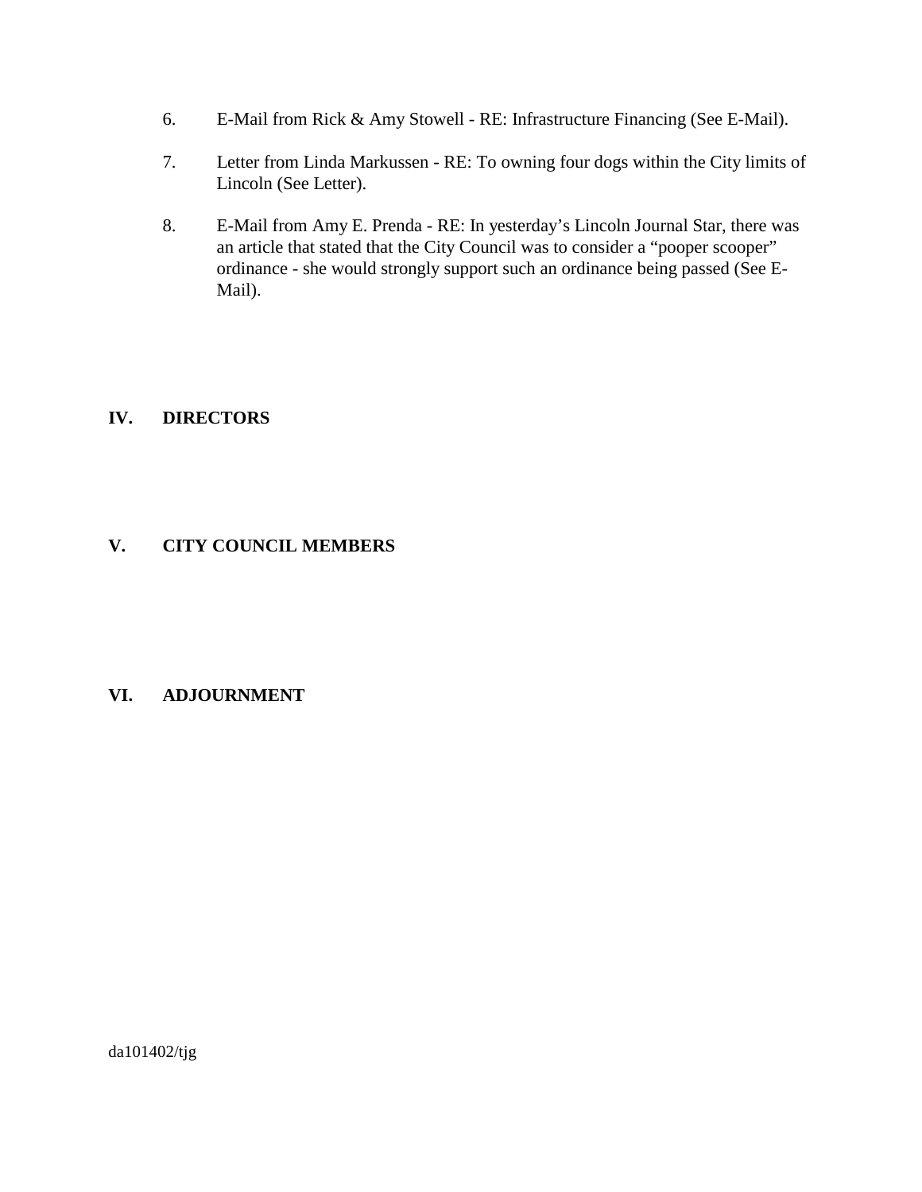6. E-Mail from Rick & Amy Stowell - RE: Infrastructure Financing (See E-Mail).

7. Letter from Linda Markussen - RE: To owning four dogs within the City limits of Lincoln (See Letter).

8. E-Mail from Amy E. Prenda - RE: In yesterday's Lincoln Journal Star, there was an article that stated that the City Council was to consider a "pooper scooper" ordinance - she would strongly support such an ordinance being passed (See E-Mail).

## IV. DIRECTORS

## V. CITY COUNCIL MEMBERS

## VI. ADJOURNMENT

da101402/tjg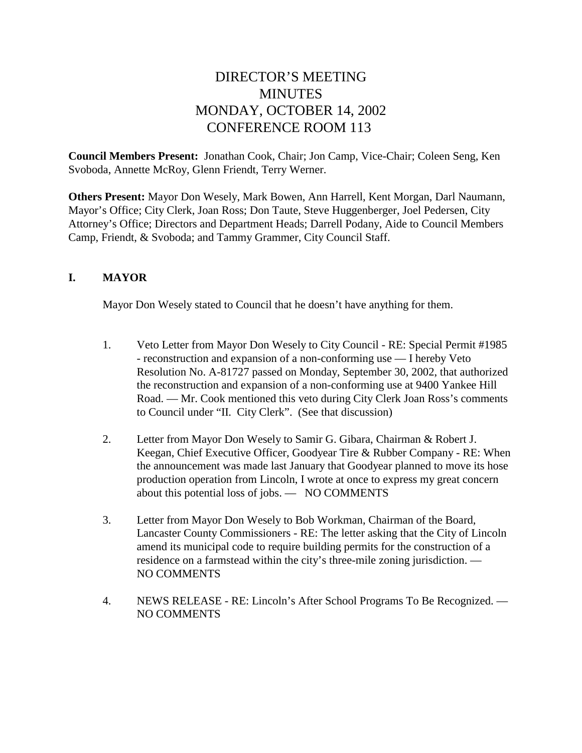# DIRECTOR'S MEETING
# MINUTES
# MONDAY, OCTOBER 14, 2002
# CONFERENCE ROOM 113

**Council Members Present:** Jonathan Cook, Chair; Jon Camp, Vice-Chair; Coleen Seng, Ken Svoboda, Annette McRoy, Glenn Friendt, Terry Werner.

**Others Present:** Mayor Don Wesely, Mark Bowen, Ann Harrell, Kent Morgan, Darl Naumann, Mayor's Office; City Clerk, Joan Ross; Don Taute, Steve Huggenberger, Joel Pedersen, City Attorney's Office; Directors and Department Heads; Darrell Podany, Aide to Council Members Camp, Friendt, & Svoboda; and Tammy Grammer, City Council Staff.

## I. MAYOR

Mayor Don Wesely stated to Council that he doesn't have anything for them.

1. Veto Letter from Mayor Don Wesely to City Council - RE: Special Permit #1985 - reconstruction and expansion of a non-conforming use — I hereby Veto Resolution No. A-81727 passed on Monday, September 30, 2002, that authorized the reconstruction and expansion of a non-conforming use at 9400 Yankee Hill Road. — Mr. Cook mentioned this veto during City Clerk Joan Ross's comments to Council under "II. City Clerk". (See that discussion)

2. Letter from Mayor Don Wesely to Samir G. Gibara, Chairman & Robert J. Keegan, Chief Executive Officer, Goodyear Tire & Rubber Company - RE: When the announcement was made last January that Goodyear planned to move its hose production operation from Lincoln, I wrote at once to express my great concern about this potential loss of jobs. — NO COMMENTS

3. Letter from Mayor Don Wesely to Bob Workman, Chairman of the Board, Lancaster County Commissioners - RE: The letter asking that the City of Lincoln amend its municipal code to require building permits for the construction of a residence on a farmstead within the city's three-mile zoning jurisdiction. — NO COMMENTS

4. NEWS RELEASE - RE: Lincoln's After School Programs To Be Recognized. — NO COMMENTS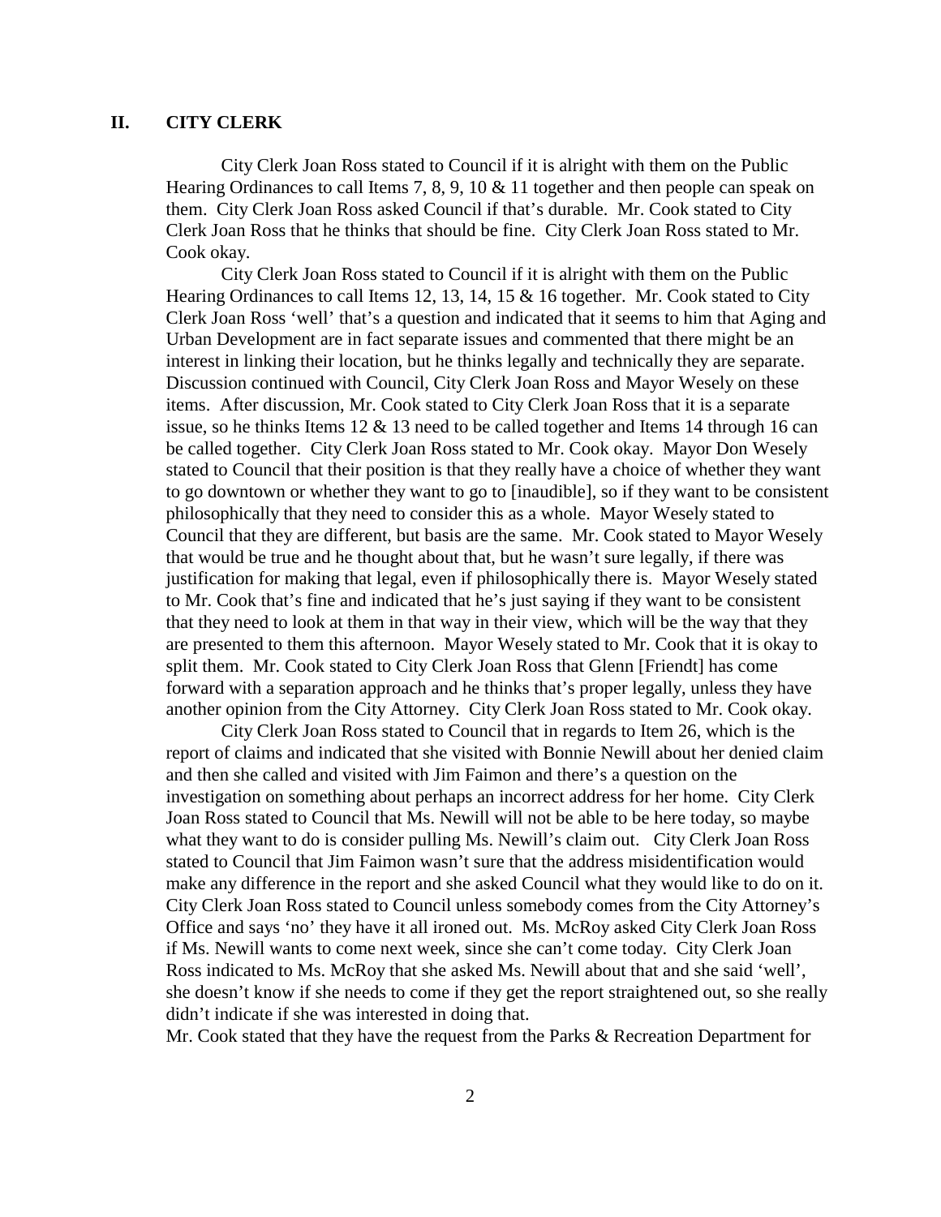## II. CITY CLERK

City Clerk Joan Ross stated to Council if it is alright with them on the Public Hearing Ordinances to call Items 7, 8, 9, 10 & 11 together and then people can speak on them. City Clerk Joan Ross asked Council if that's durable. Mr. Cook stated to City Clerk Joan Ross that he thinks that should be fine. City Clerk Joan Ross stated to Mr. Cook okay.

City Clerk Joan Ross stated to Council if it is alright with them on the Public Hearing Ordinances to call Items 12, 13, 14, 15 & 16 together. Mr. Cook stated to City Clerk Joan Ross 'well' that's a question and indicated that it seems to him that Aging and Urban Development are in fact separate issues and commented that there might be an interest in linking their location, but he thinks legally and technically they are separate. Discussion continued with Council, City Clerk Joan Ross and Mayor Wesely on these items. After discussion, Mr. Cook stated to City Clerk Joan Ross that it is a separate issue, so he thinks Items 12 & 13 need to be called together and Items 14 through 16 can be called together. City Clerk Joan Ross stated to Mr. Cook okay. Mayor Don Wesely stated to Council that their position is that they really have a choice of whether they want to go downtown or whether they want to go to [inaudible], so if they want to be consistent philosophically that they need to consider this as a whole. Mayor Wesely stated to Council that they are different, but basis are the same. Mr. Cook stated to Mayor Wesely that would be true and he thought about that, but he wasn't sure legally, if there was justification for making that legal, even if philosophically there is. Mayor Wesely stated to Mr. Cook that's fine and indicated that he's just saying if they want to be consistent that they need to look at them in that way in their view, which will be the way that they are presented to them this afternoon. Mayor Wesely stated to Mr. Cook that it is okay to split them. Mr. Cook stated to City Clerk Joan Ross that Glenn [Friendt] has come forward with a separation approach and he thinks that's proper legally, unless they have another opinion from the City Attorney. City Clerk Joan Ross stated to Mr. Cook okay.

City Clerk Joan Ross stated to Council that in regards to Item 26, which is the report of claims and indicated that she visited with Bonnie Newill about her denied claim and then she called and visited with Jim Faimon and there's a question on the investigation on something about perhaps an incorrect address for her home. City Clerk Joan Ross stated to Council that Ms. Newill will not be able to be here today, so maybe what they want to do is consider pulling Ms. Newill's claim out. City Clerk Joan Ross stated to Council that Jim Faimon wasn't sure that the address misidentification would make any difference in the report and she asked Council what they would like to do on it. City Clerk Joan Ross stated to Council unless somebody comes from the City Attorney's Office and says 'no' they have it all ironed out. Ms. McRoy asked City Clerk Joan Ross if Ms. Newill wants to come next week, since she can't come today. City Clerk Joan Ross indicated to Ms. McRoy that she asked Ms. Newill about that and she said 'well', she doesn't know if she needs to come if they get the report straightened out, so she really didn't indicate if she was interested in doing that.

Mr. Cook stated that they have the request from the Parks & Recreation Department for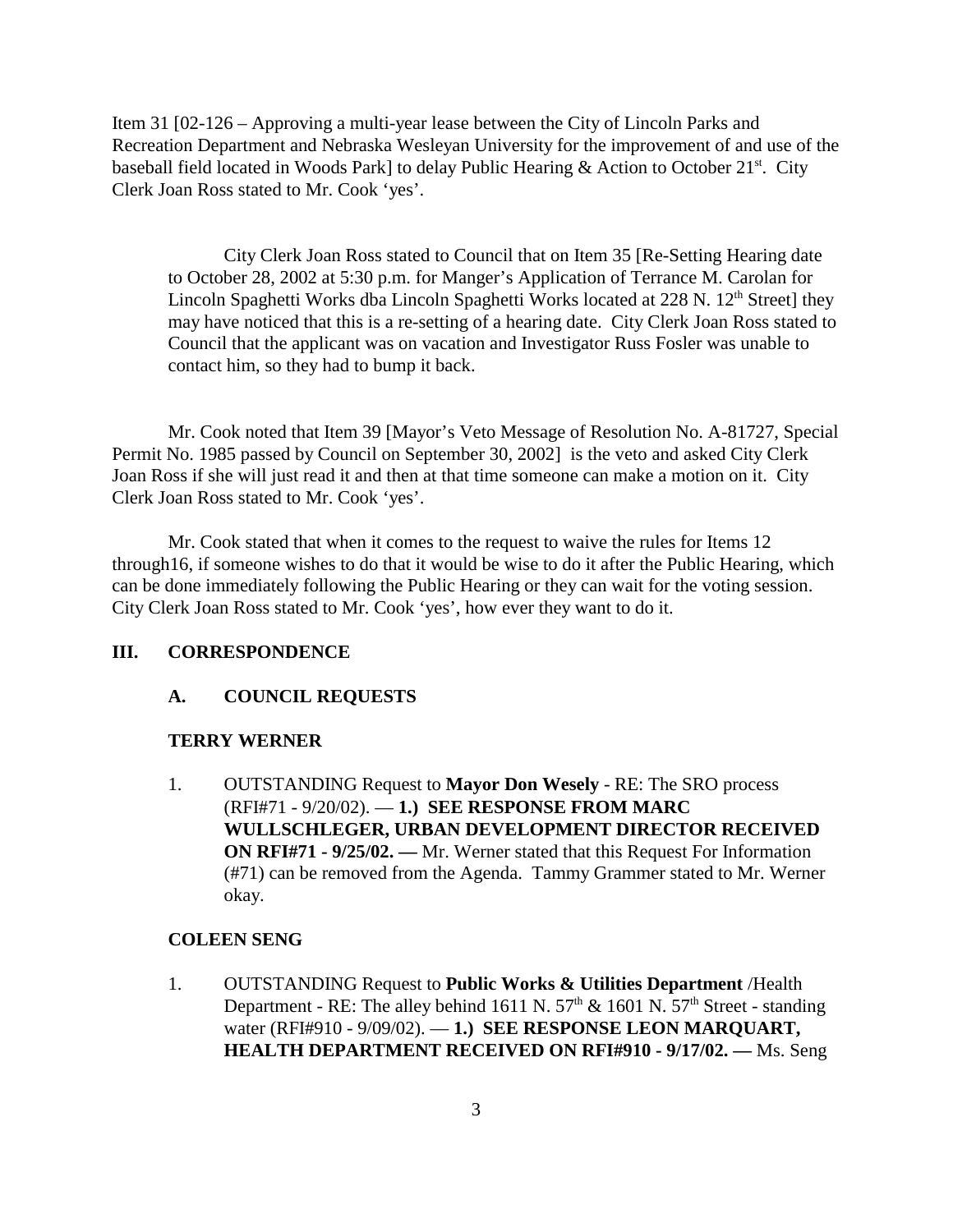Item 31 [02-126 – Approving a multi-year lease between the City of Lincoln Parks and Recreation Department and Nebraska Wesleyan University for the improvement of and use of the baseball field located in Woods Park] to delay Public Hearing & Action to October 21st. City Clerk Joan Ross stated to Mr. Cook 'yes'.

City Clerk Joan Ross stated to Council that on Item 35 [Re-Setting Hearing date to October 28, 2002 at 5:30 p.m. for Manger's Application of Terrance M. Carolan for Lincoln Spaghetti Works dba Lincoln Spaghetti Works located at 228 N. 12th Street] they may have noticed that this is a re-setting of a hearing date. City Clerk Joan Ross stated to Council that the applicant was on vacation and Investigator Russ Fosler was unable to contact him, so they had to bump it back.

Mr. Cook noted that Item 39 [Mayor's Veto Message of Resolution No. A-81727, Special Permit No. 1985 passed by Council on September 30, 2002] is the veto and asked City Clerk Joan Ross if she will just read it and then at that time someone can make a motion on it. City Clerk Joan Ross stated to Mr. Cook 'yes'.

Mr. Cook stated that when it comes to the request to waive the rules for Items 12 through16, if someone wishes to do that it would be wise to do it after the Public Hearing, which can be done immediately following the Public Hearing or they can wait for the voting session. City Clerk Joan Ross stated to Mr. Cook 'yes', how ever they want to do it.

## III. CORRESPONDENCE

### A. COUNCIL REQUESTS

**TERRY WERNER**

1. OUTSTANDING Request to **Mayor Don Wesely** - RE: The SRO process (RFI#71 - 9/20/02). — **1.) SEE RESPONSE FROM MARC WULLSCHLEGER, URBAN DEVELOPMENT DIRECTOR RECEIVED ON RFI#71 - 9/25/02. —** Mr. Werner stated that this Request For Information (#71) can be removed from the Agenda. Tammy Grammer stated to Mr. Werner okay.

**COLEEN SENG**

1. OUTSTANDING Request to **Public Works & Utilities Department** /Health Department - RE: The alley behind 1611 N. 57th & 1601 N. 57th Street - standing water (RFI#910 - 9/09/02). — **1.) SEE RESPONSE LEON MARQUART, HEALTH DEPARTMENT RECEIVED ON RFI#910 - 9/17/02. —** Ms. Seng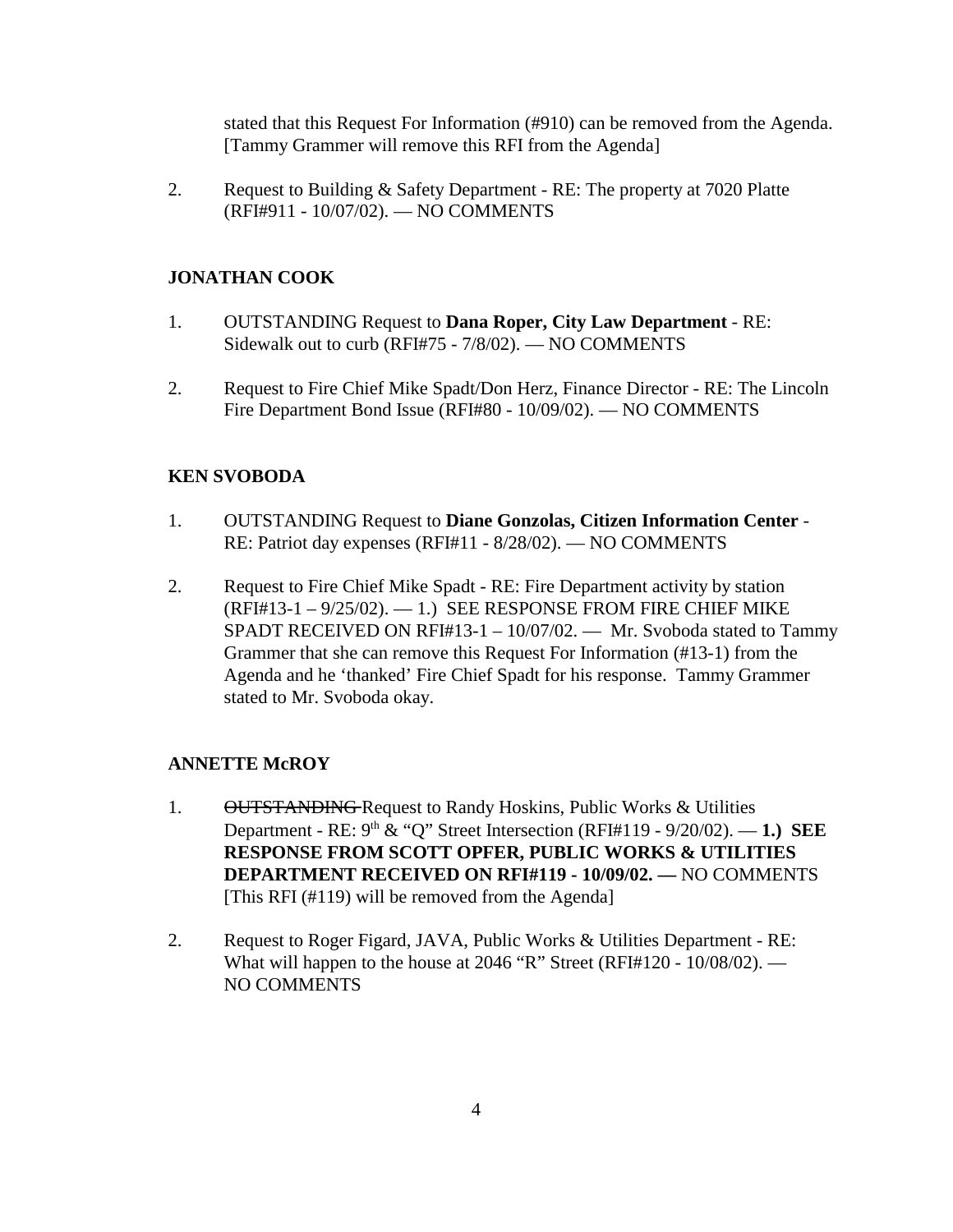stated that this Request For Information (#910) can be removed from the Agenda. [Tammy Grammer will remove this RFI from the Agenda]

2. Request to Building & Safety Department - RE: The property at 7020 Platte (RFI#911 - 10/07/02). — NO COMMENTS

**JONATHAN COOK**

1. OUTSTANDING Request to **Dana Roper, City Law Department** - RE: Sidewalk out to curb (RFI#75 - 7/8/02). — NO COMMENTS

2. Request to Fire Chief Mike Spadt/Don Herz, Finance Director - RE: The Lincoln Fire Department Bond Issue (RFI#80 - 10/09/02). — NO COMMENTS

**KEN SVOBODA**

1. OUTSTANDING Request to **Diane Gonzolas, Citizen Information Center** - RE: Patriot day expenses (RFI#11 - 8/28/02). — NO COMMENTS

2. Request to Fire Chief Mike Spadt - RE: Fire Department activity by station (RFI#13-1 – 9/25/02). — 1.) SEE RESPONSE FROM FIRE CHIEF MIKE SPADT RECEIVED ON RFI#13-1 – 10/07/02. — Mr. Svoboda stated to Tammy Grammer that she can remove this Request For Information (#13-1) from the Agenda and he 'thanked' Fire Chief Spadt for his response. Tammy Grammer stated to Mr. Svoboda okay.

**ANNETTE McROY**

1. ~~OUTSTANDING~~ Request to Randy Hoskins, Public Works & Utilities Department - RE: 9th & "Q" Street Intersection (RFI#119 - 9/20/02). — **1.) SEE RESPONSE FROM SCOTT OPFER, PUBLIC WORKS & UTILITIES DEPARTMENT RECEIVED ON RFI#119 - 10/09/02. —** NO COMMENTS [This RFI (#119) will be removed from the Agenda]

2. Request to Roger Figard, JAVA, Public Works & Utilities Department - RE: What will happen to the house at 2046 "R" Street (RFI#120 - 10/08/02). — NO COMMENTS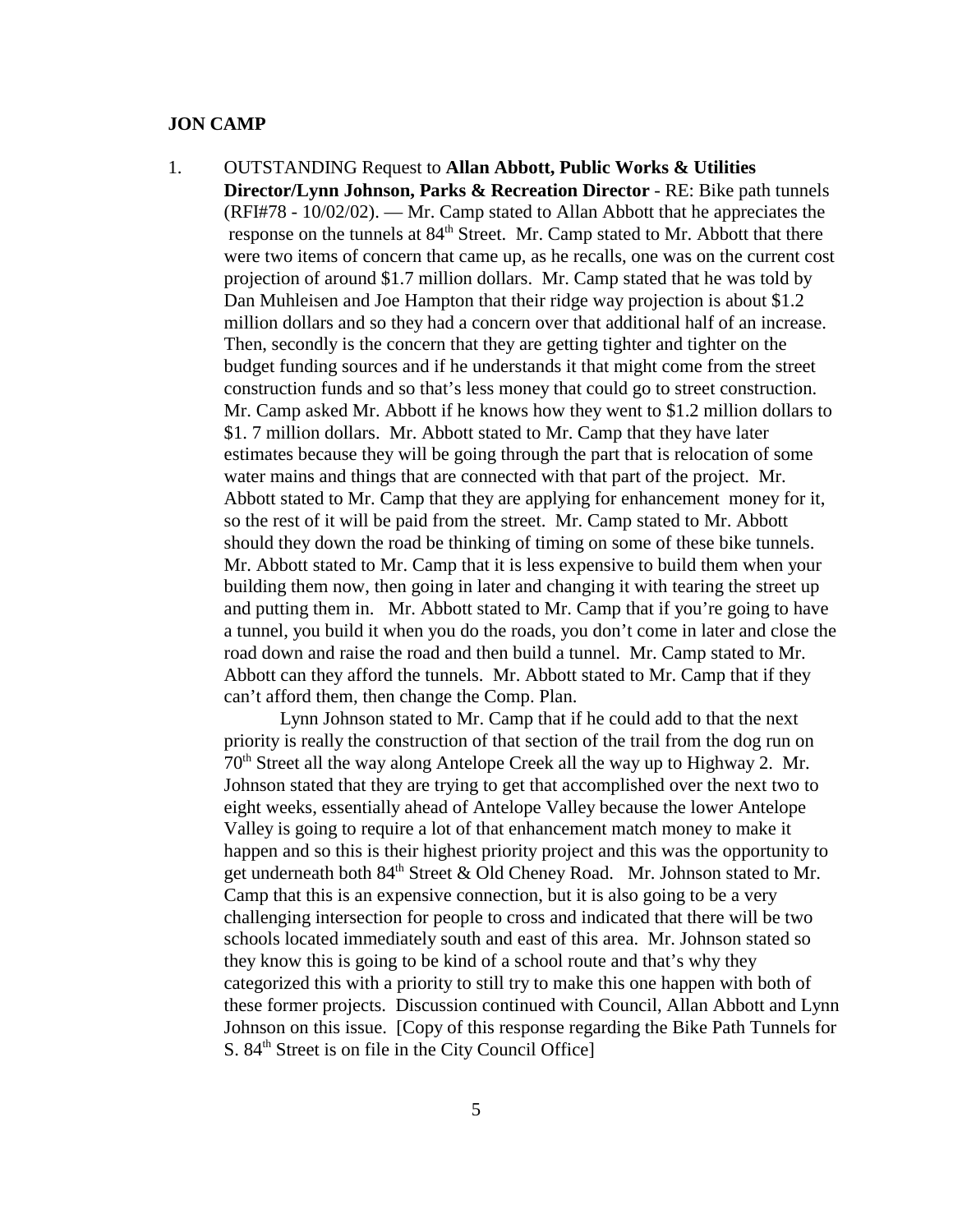**JON CAMP**

1. OUTSTANDING Request to **Allan Abbott, Public Works & Utilities Director/Lynn Johnson, Parks & Recreation Director** - RE: Bike path tunnels (RFI#78 - 10/02/02). — Mr. Camp stated to Allan Abbott that he appreciates the response on the tunnels at 84th Street. Mr. Camp stated to Mr. Abbott that there were two items of concern that came up, as he recalls, one was on the current cost projection of around $1.7 million dollars. Mr. Camp stated that he was told by Dan Muhleisen and Joe Hampton that their ridge way projection is about $1.2 million dollars and so they had a concern over that additional half of an increase. Then, secondly is the concern that they are getting tighter and tighter on the budget funding sources and if he understands it that might come from the street construction funds and so that's less money that could go to street construction. Mr. Camp asked Mr. Abbott if he knows how they went to $1.2 million dollars to $1. 7 million dollars. Mr. Abbott stated to Mr. Camp that they have later estimates because they will be going through the part that is relocation of some water mains and things that are connected with that part of the project. Mr. Abbott stated to Mr. Camp that they are applying for enhancement money for it, so the rest of it will be paid from the street. Mr. Camp stated to Mr. Abbott should they down the road be thinking of timing on some of these bike tunnels. Mr. Abbott stated to Mr. Camp that it is less expensive to build them when your building them now, then going in later and changing it with tearing the street up and putting them in. Mr. Abbott stated to Mr. Camp that if you're going to have a tunnel, you build it when you do the roads, you don't come in later and close the road down and raise the road and then build a tunnel. Mr. Camp stated to Mr. Abbott can they afford the tunnels. Mr. Abbott stated to Mr. Camp that if they can't afford them, then change the Comp. Plan.

   Lynn Johnson stated to Mr. Camp that if he could add to that the next priority is really the construction of that section of the trail from the dog run on 70th Street all the way along Antelope Creek all the way up to Highway 2. Mr. Johnson stated that they are trying to get that accomplished over the next two to eight weeks, essentially ahead of Antelope Valley because the lower Antelope Valley is going to require a lot of that enhancement match money to make it happen and so this is their highest priority project and this was the opportunity to get underneath both 84th Street & Old Cheney Road. Mr. Johnson stated to Mr. Camp that this is an expensive connection, but it is also going to be a very challenging intersection for people to cross and indicated that there will be two schools located immediately south and east of this area. Mr. Johnson stated so they know this is going to be kind of a school route and that's why they categorized this with a priority to still try to make this one happen with both of these former projects. Discussion continued with Council, Allan Abbott and Lynn Johnson on this issue. [Copy of this response regarding the Bike Path Tunnels for S. 84th Street is on file in the City Council Office]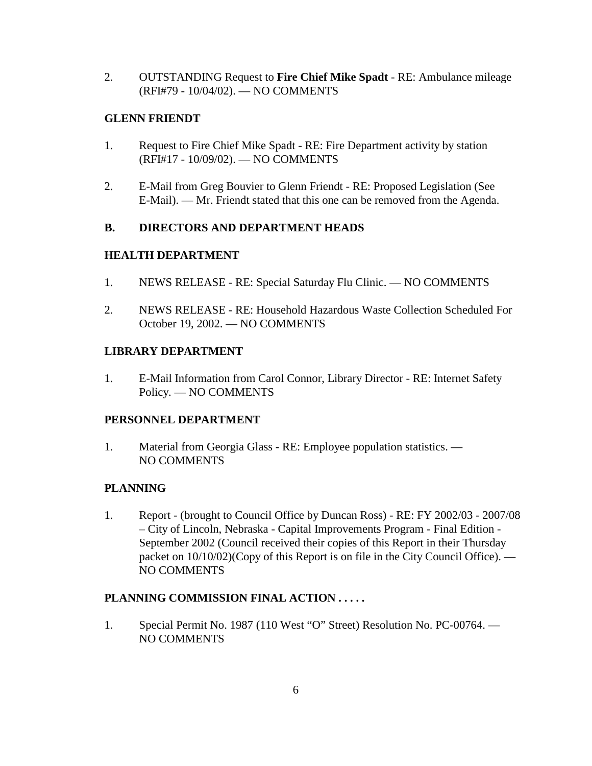2. OUTSTANDING Request to **Fire Chief Mike Spadt** - RE: Ambulance mileage (RFI#79 - 10/04/02). — NO COMMENTS

**GLENN FRIENDT**

1. Request to Fire Chief Mike Spadt - RE: Fire Department activity by station (RFI#17 - 10/09/02). — NO COMMENTS

2. E-Mail from Greg Bouvier to Glenn Friendt - RE: Proposed Legislation (See E-Mail). — Mr. Friendt stated that this one can be removed from the Agenda.

**B. DIRECTORS AND DEPARTMENT HEADS**

**HEALTH DEPARTMENT**

1. NEWS RELEASE - RE: Special Saturday Flu Clinic. — NO COMMENTS

2. NEWS RELEASE - RE: Household Hazardous Waste Collection Scheduled For October 19, 2002. — NO COMMENTS

**LIBRARY DEPARTMENT**

1. E-Mail Information from Carol Connor, Library Director - RE: Internet Safety Policy. — NO COMMENTS

**PERSONNEL DEPARTMENT**

1. Material from Georgia Glass - RE: Employee population statistics. — NO COMMENTS

**PLANNING**

1. Report - (brought to Council Office by Duncan Ross) - RE: FY 2002/03 - 2007/08 – City of Lincoln, Nebraska - Capital Improvements Program - Final Edition - September 2002 (Council received their copies of this Report in their Thursday packet on 10/10/02)(Copy of this Report is on file in the City Council Office). — NO COMMENTS

**PLANNING COMMISSION FINAL ACTION . . . . .**

1. Special Permit No. 1987 (110 West "O" Street) Resolution No. PC-00764. — NO COMMENTS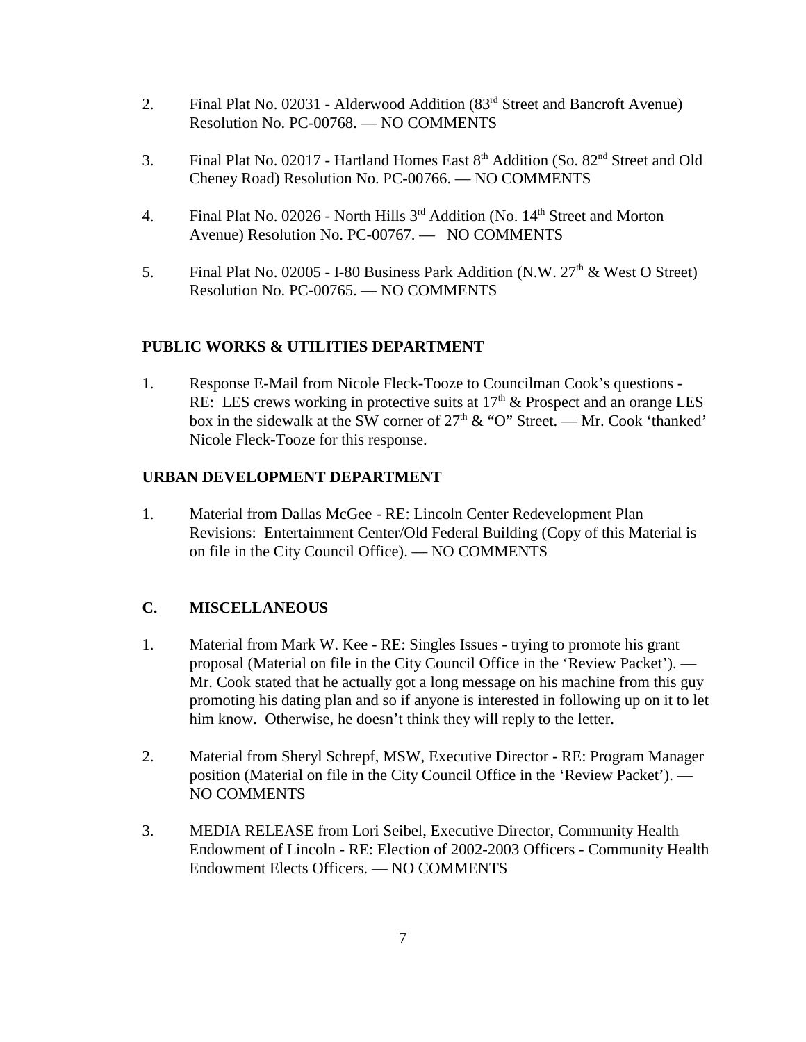2. Final Plat No. 02031 - Alderwood Addition (83rd Street and Bancroft Avenue) Resolution No. PC-00768. — NO COMMENTS

3. Final Plat No. 02017 - Hartland Homes East 8th Addition (So. 82nd Street and Old Cheney Road) Resolution No. PC-00766. — NO COMMENTS

4. Final Plat No. 02026 - North Hills 3rd Addition (No. 14th Street and Morton Avenue) Resolution No. PC-00767. — NO COMMENTS

5. Final Plat No. 02005 - I-80 Business Park Addition (N.W. 27th & West O Street) Resolution No. PC-00765. — NO COMMENTS

**PUBLIC WORKS & UTILITIES DEPARTMENT**

1. Response E-Mail from Nicole Fleck-Tooze to Councilman Cook's questions - RE: LES crews working in protective suits at 17th & Prospect and an orange LES box in the sidewalk at the SW corner of 27th & "O" Street. — Mr. Cook 'thanked' Nicole Fleck-Tooze for this response.

**URBAN DEVELOPMENT DEPARTMENT**

1. Material from Dallas McGee - RE: Lincoln Center Redevelopment Plan Revisions: Entertainment Center/Old Federal Building (Copy of this Material is on file in the City Council Office). — NO COMMENTS

**C. MISCELLANEOUS**

1. Material from Mark W. Kee - RE: Singles Issues - trying to promote his grant proposal (Material on file in the City Council Office in the 'Review Packet'). — Mr. Cook stated that he actually got a long message on his machine from this guy promoting his dating plan and so if anyone is interested in following up on it to let him know. Otherwise, he doesn't think they will reply to the letter.

2. Material from Sheryl Schrepf, MSW, Executive Director - RE: Program Manager position (Material on file in the City Council Office in the 'Review Packet'). — NO COMMENTS

3. MEDIA RELEASE from Lori Seibel, Executive Director, Community Health Endowment of Lincoln - RE: Election of 2002-2003 Officers - Community Health Endowment Elects Officers. — NO COMMENTS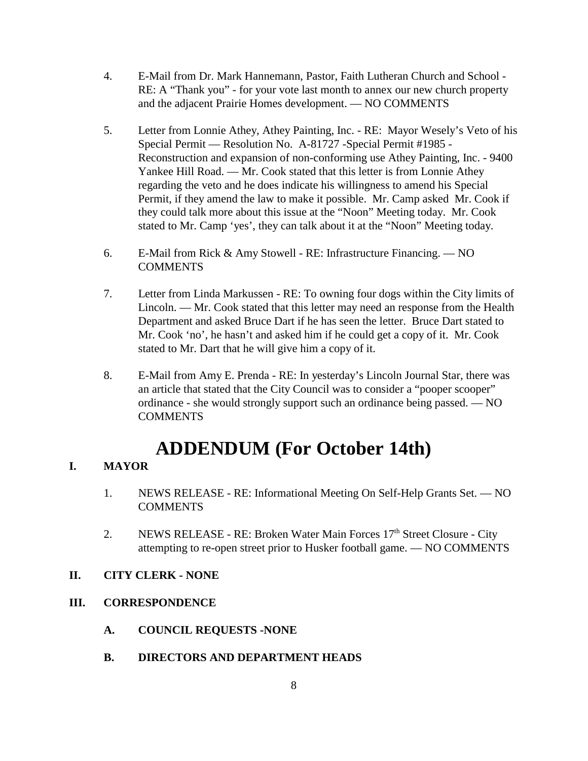4. E-Mail from Dr. Mark Hannemann, Pastor, Faith Lutheran Church and School - RE: A "Thank you" - for your vote last month to annex our new church property and the adjacent Prairie Homes development. — NO COMMENTS

5. Letter from Lonnie Athey, Athey Painting, Inc. - RE: Mayor Wesely's Veto of his Special Permit — Resolution No. A-81727 -Special Permit #1985 - Reconstruction and expansion of non-conforming use Athey Painting, Inc. - 9400 Yankee Hill Road. — Mr. Cook stated that this letter is from Lonnie Athey regarding the veto and he does indicate his willingness to amend his Special Permit, if they amend the law to make it possible. Mr. Camp asked Mr. Cook if they could talk more about this issue at the "Noon" Meeting today. Mr. Cook stated to Mr. Camp 'yes', they can talk about it at the "Noon" Meeting today.

6. E-Mail from Rick & Amy Stowell - RE: Infrastructure Financing. — NO COMMENTS

7. Letter from Linda Markussen - RE: To owning four dogs within the City limits of Lincoln. — Mr. Cook stated that this letter may need an response from the Health Department and asked Bruce Dart if he has seen the letter. Bruce Dart stated to Mr. Cook 'no', he hasn't and asked him if he could get a copy of it. Mr. Cook stated to Mr. Dart that he will give him a copy of it.

8. E-Mail from Amy E. Prenda - RE: In yesterday's Lincoln Journal Star, there was an article that stated that the City Council was to consider a "pooper scooper" ordinance - she would strongly support such an ordinance being passed. — NO COMMENTS

# ADDENDUM (For October 14th)

## I. MAYOR

1. NEWS RELEASE - RE: Informational Meeting On Self-Help Grants Set. — NO COMMENTS

2. NEWS RELEASE - RE: Broken Water Main Forces 17th Street Closure - City attempting to re-open street prior to Husker football game. — NO COMMENTS

## II. CITY CLERK - NONE

## III. CORRESPONDENCE

### A. COUNCIL REQUESTS -NONE

### B. DIRECTORS AND DEPARTMENT HEADS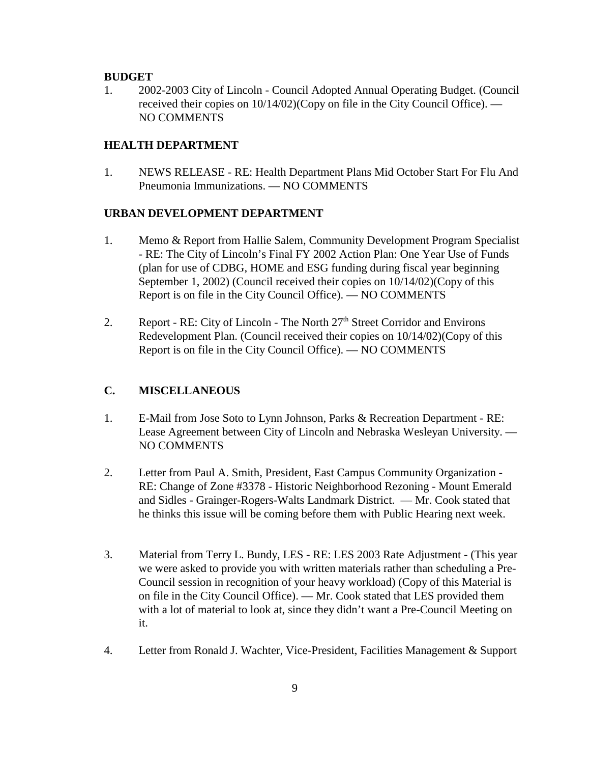**BUDGET**

1. 2002-2003 City of Lincoln - Council Adopted Annual Operating Budget. (Council received their copies on 10/14/02)(Copy on file in the City Council Office). — NO COMMENTS

**HEALTH DEPARTMENT**

1. NEWS RELEASE - RE: Health Department Plans Mid October Start For Flu And Pneumonia Immunizations. — NO COMMENTS

**URBAN DEVELOPMENT DEPARTMENT**

1. Memo & Report from Hallie Salem, Community Development Program Specialist - RE: The City of Lincoln's Final FY 2002 Action Plan: One Year Use of Funds (plan for use of CDBG, HOME and ESG funding during fiscal year beginning September 1, 2002) (Council received their copies on 10/14/02)(Copy of this Report is on file in the City Council Office). — NO COMMENTS

2. Report - RE: City of Lincoln - The North 27th Street Corridor and Environs Redevelopment Plan. (Council received their copies on 10/14/02)(Copy of this Report is on file in the City Council Office). — NO COMMENTS

## C. MISCELLANEOUS

1. E-Mail from Jose Soto to Lynn Johnson, Parks & Recreation Department - RE: Lease Agreement between City of Lincoln and Nebraska Wesleyan University. — NO COMMENTS

2. Letter from Paul A. Smith, President, East Campus Community Organization - RE: Change of Zone #3378 - Historic Neighborhood Rezoning - Mount Emerald and Sidles - Grainger-Rogers-Walts Landmark District. — Mr. Cook stated that he thinks this issue will be coming before them with Public Hearing next week.

3. Material from Terry L. Bundy, LES - RE: LES 2003 Rate Adjustment - (This year we were asked to provide you with written materials rather than scheduling a Pre-Council session in recognition of your heavy workload) (Copy of this Material is on file in the City Council Office). — Mr. Cook stated that LES provided them with a lot of material to look at, since they didn't want a Pre-Council Meeting on it.

4. Letter from Ronald J. Wachter, Vice-President, Facilities Management & Support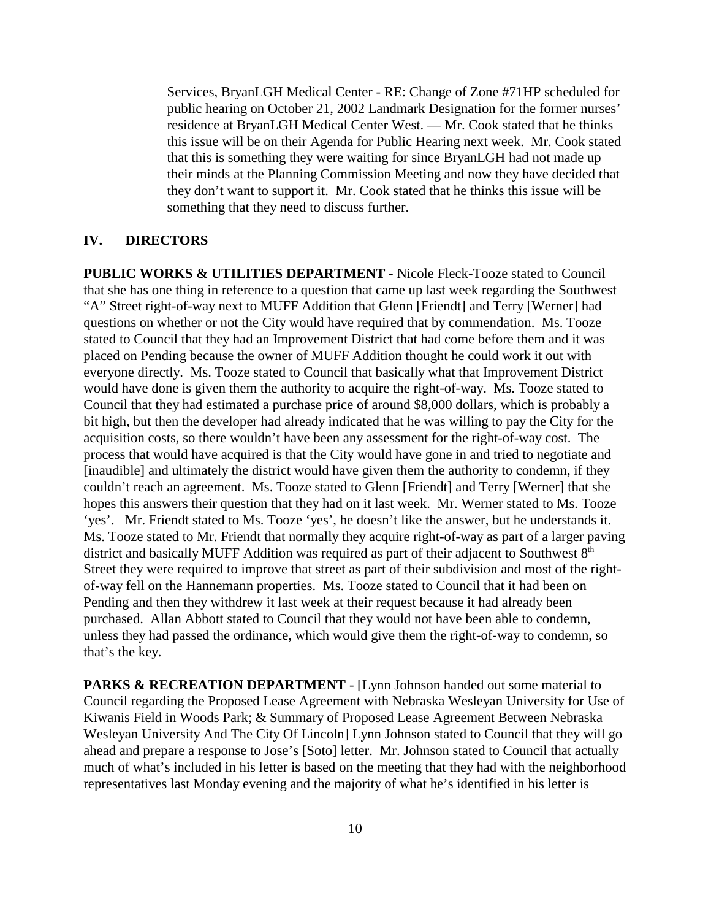Services, BryanLGH Medical Center - RE: Change of Zone #71HP scheduled for public hearing on October 21, 2002 Landmark Designation for the former nurses' residence at BryanLGH Medical Center West. — Mr. Cook stated that he thinks this issue will be on their Agenda for Public Hearing next week. Mr. Cook stated that this is something they were waiting for since BryanLGH had not made up their minds at the Planning Commission Meeting and now they have decided that they don't want to support it. Mr. Cook stated that he thinks this issue will be something that they need to discuss further.

## IV. DIRECTORS

**PUBLIC WORKS & UTILITIES DEPARTMENT -** Nicole Fleck-Tooze stated to Council that she has one thing in reference to a question that came up last week regarding the Southwest "A" Street right-of-way next to MUFF Addition that Glenn [Friendt] and Terry [Werner] had questions on whether or not the City would have required that by commendation. Ms. Tooze stated to Council that they had an Improvement District that had come before them and it was placed on Pending because the owner of MUFF Addition thought he could work it out with everyone directly. Ms. Tooze stated to Council that basically what that Improvement District would have done is given them the authority to acquire the right-of-way. Ms. Tooze stated to Council that they had estimated a purchase price of around $8,000 dollars, which is probably a bit high, but then the developer had already indicated that he was willing to pay the City for the acquisition costs, so there wouldn't have been any assessment for the right-of-way cost. The process that would have acquired is that the City would have gone in and tried to negotiate and [inaudible] and ultimately the district would have given them the authority to condemn, if they couldn't reach an agreement. Ms. Tooze stated to Glenn [Friendt] and Terry [Werner] that she hopes this answers their question that they had on it last week. Mr. Werner stated to Ms. Tooze 'yes'. Mr. Friendt stated to Ms. Tooze 'yes', he doesn't like the answer, but he understands it. Ms. Tooze stated to Mr. Friendt that normally they acquire right-of-way as part of a larger paving district and basically MUFF Addition was required as part of their adjacent to Southwest 8th Street they were required to improve that street as part of their subdivision and most of the right-of-way fell on the Hannemann properties. Ms. Tooze stated to Council that it had been on Pending and then they withdrew it last week at their request because it had already been purchased. Allan Abbott stated to Council that they would not have been able to condemn, unless they had passed the ordinance, which would give them the right-of-way to condemn, so that's the key.

**PARKS & RECREATION DEPARTMENT** - [Lynn Johnson handed out some material to Council regarding the Proposed Lease Agreement with Nebraska Wesleyan University for Use of Kiwanis Field in Woods Park; & Summary of Proposed Lease Agreement Between Nebraska Wesleyan University And The City Of Lincoln] Lynn Johnson stated to Council that they will go ahead and prepare a response to Jose's [Soto] letter. Mr. Johnson stated to Council that actually much of what's included in his letter is based on the meeting that they had with the neighborhood representatives last Monday evening and the majority of what he's identified in his letter is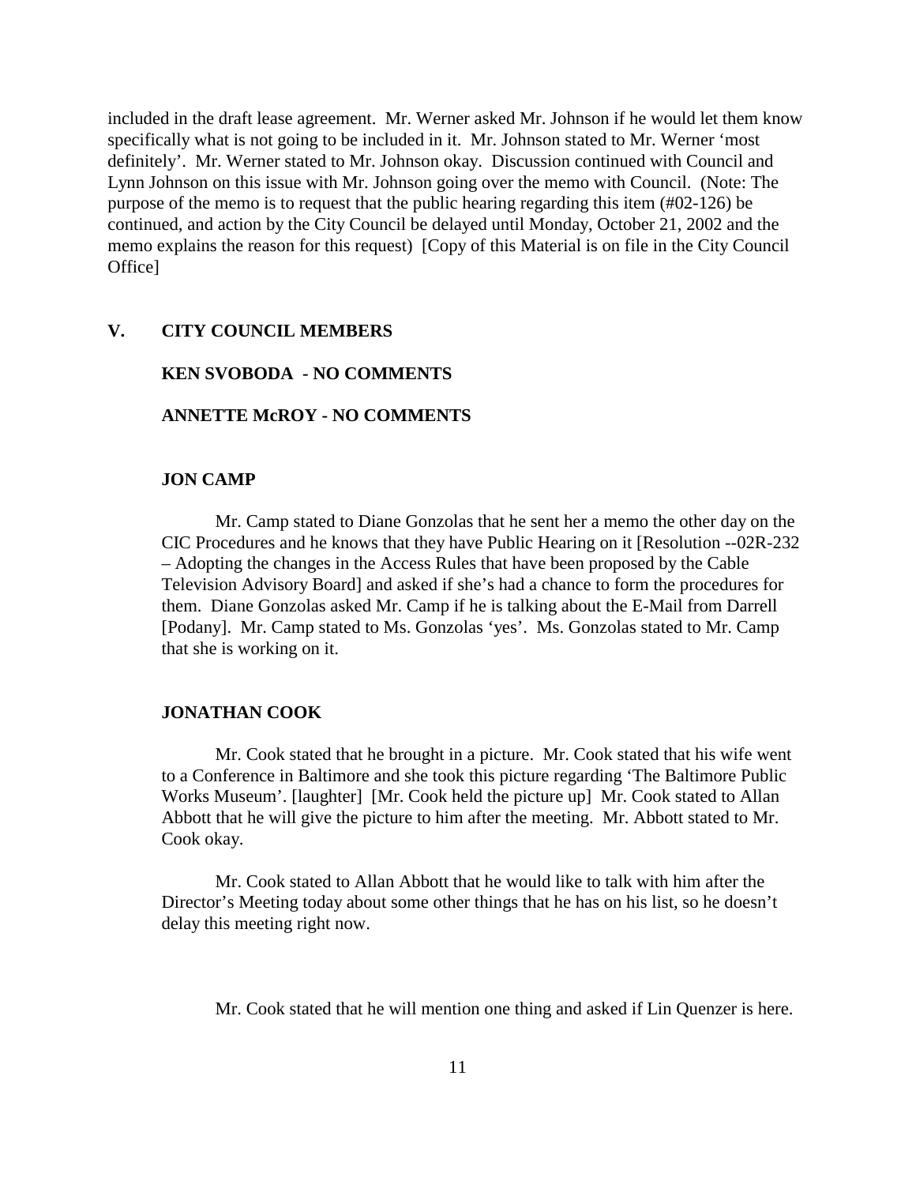included in the draft lease agreement. Mr. Werner asked Mr. Johnson if he would let them know specifically what is not going to be included in it. Mr. Johnson stated to Mr. Werner 'most definitely'. Mr. Werner stated to Mr. Johnson okay. Discussion continued with Council and Lynn Johnson on this issue with Mr. Johnson going over the memo with Council. (Note: The purpose of the memo is to request that the public hearing regarding this item (#02-126) be continued, and action by the City Council be delayed until Monday, October 21, 2002 and the memo explains the reason for this request) [Copy of this Material is on file in the City Council Office]

## V. CITY COUNCIL MEMBERS

**KEN SVOBODA - NO COMMENTS**

**ANNETTE McROY - NO COMMENTS**

**JON CAMP**

Mr. Camp stated to Diane Gonzolas that he sent her a memo the other day on the CIC Procedures and he knows that they have Public Hearing on it [Resolution --02R-232 – Adopting the changes in the Access Rules that have been proposed by the Cable Television Advisory Board] and asked if she's had a chance to form the procedures for them. Diane Gonzolas asked Mr. Camp if he is talking about the E-Mail from Darrell [Podany]. Mr. Camp stated to Ms. Gonzolas 'yes'. Ms. Gonzolas stated to Mr. Camp that she is working on it.

**JONATHAN COOK**

Mr. Cook stated that he brought in a picture. Mr. Cook stated that his wife went to a Conference in Baltimore and she took this picture regarding 'The Baltimore Public Works Museum'. [laughter] [Mr. Cook held the picture up] Mr. Cook stated to Allan Abbott that he will give the picture to him after the meeting. Mr. Abbott stated to Mr. Cook okay.

Mr. Cook stated to Allan Abbott that he would like to talk with him after the Director's Meeting today about some other things that he has on his list, so he doesn't delay this meeting right now.

Mr. Cook stated that he will mention one thing and asked if Lin Quenzer is here.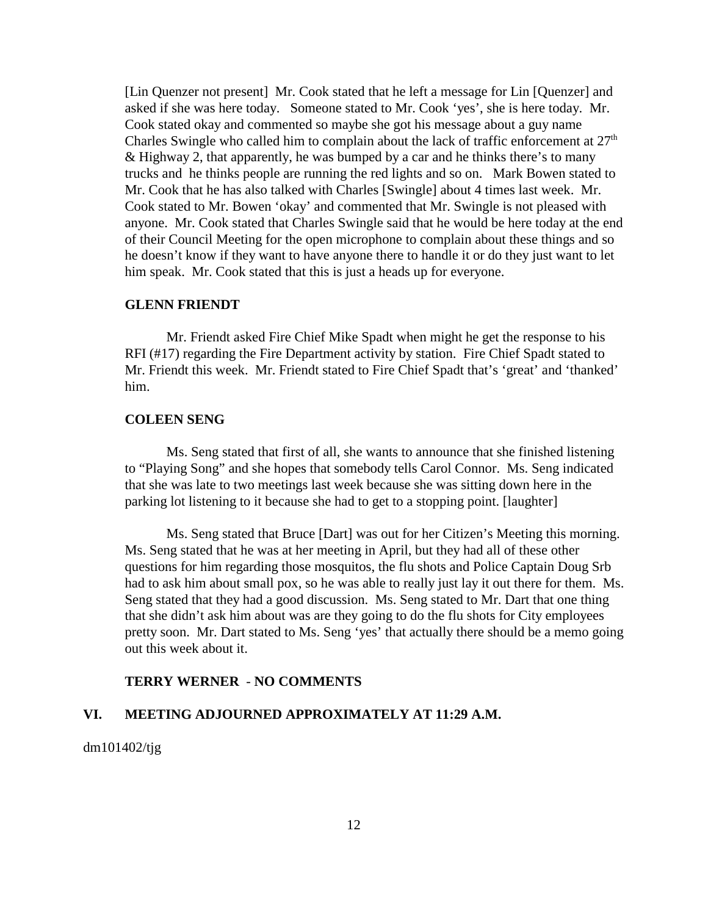[Lin Quenzer not present] Mr. Cook stated that he left a message for Lin [Quenzer] and asked if she was here today. Someone stated to Mr. Cook 'yes', she is here today. Mr. Cook stated okay and commented so maybe she got his message about a guy name Charles Swingle who called him to complain about the lack of traffic enforcement at 27th & Highway 2, that apparently, he was bumped by a car and he thinks there's to many trucks and he thinks people are running the red lights and so on. Mark Bowen stated to Mr. Cook that he has also talked with Charles [Swingle] about 4 times last week. Mr. Cook stated to Mr. Bowen 'okay' and commented that Mr. Swingle is not pleased with anyone. Mr. Cook stated that Charles Swingle said that he would be here today at the end of their Council Meeting for the open microphone to complain about these things and so he doesn't know if they want to have anyone there to handle it or do they just want to let him speak. Mr. Cook stated that this is just a heads up for everyone.

**GLENN FRIENDT**

Mr. Friendt asked Fire Chief Mike Spadt when might he get the response to his RFI (#17) regarding the Fire Department activity by station. Fire Chief Spadt stated to Mr. Friendt this week. Mr. Friendt stated to Fire Chief Spadt that's 'great' and 'thanked' him.

**COLEEN SENG**

Ms. Seng stated that first of all, she wants to announce that she finished listening to "Playing Song" and she hopes that somebody tells Carol Connor. Ms. Seng indicated that she was late to two meetings last week because she was sitting down here in the parking lot listening to it because she had to get to a stopping point. [laughter]

Ms. Seng stated that Bruce [Dart] was out for her Citizen's Meeting this morning. Ms. Seng stated that he was at her meeting in April, but they had all of these other questions for him regarding those mosquitos, the flu shots and Police Captain Doug Srb had to ask him about small pox, so he was able to really just lay it out there for them. Ms. Seng stated that they had a good discussion. Ms. Seng stated to Mr. Dart that one thing that she didn't ask him about was are they going to do the flu shots for City employees pretty soon. Mr. Dart stated to Ms. Seng 'yes' that actually there should be a memo going out this week about it.

**TERRY WERNER - NO COMMENTS**

**VI. MEETING ADJOURNED APPROXIMATELY AT 11:29 A.M.**

dm101402/tjg